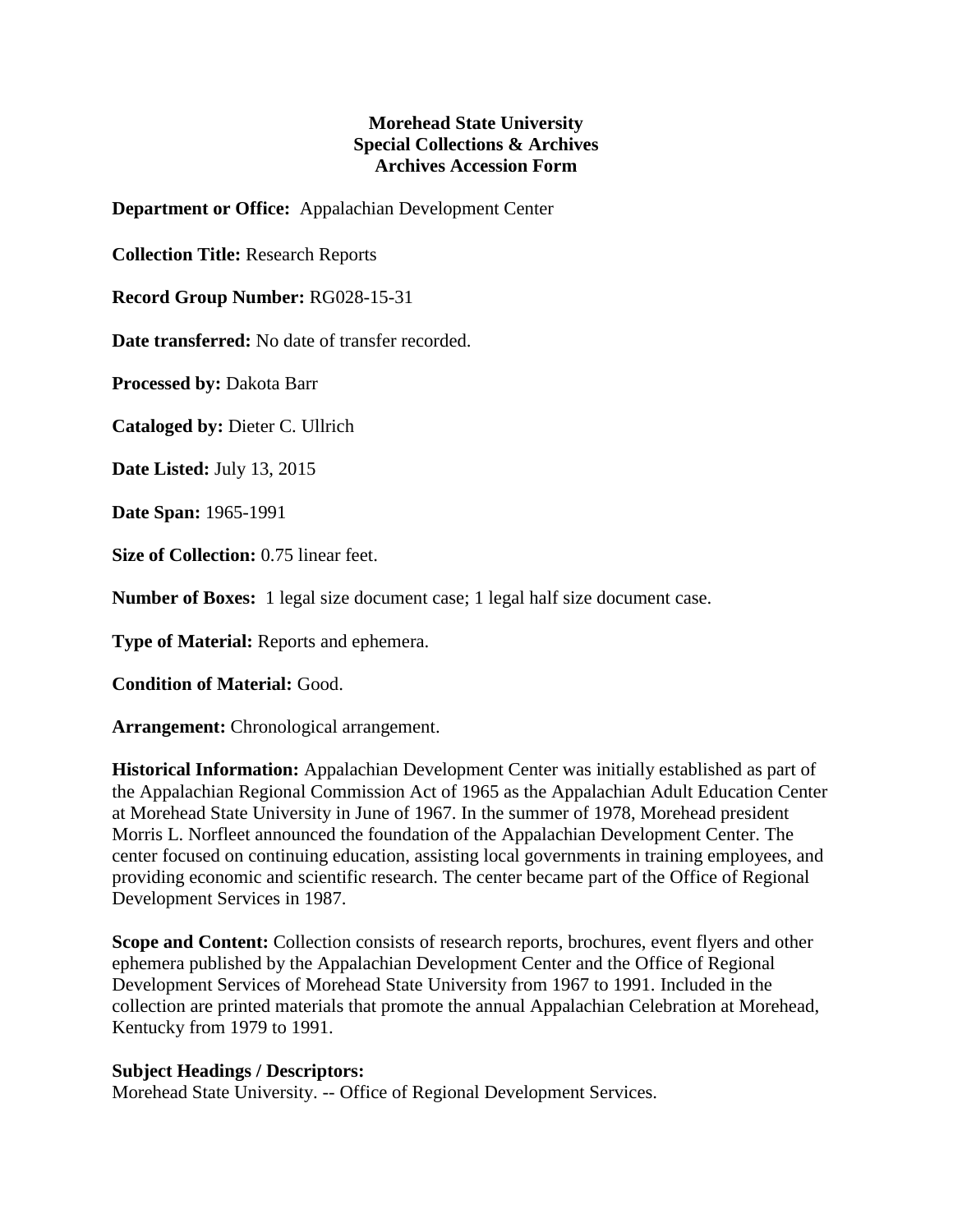**Morehead State University**
**Special Collections & Archives**
**Archives Accession Form**

**Department or Office:** Appalachian Development Center

**Collection Title:** Research Reports

**Record Group Number:** RG028-15-31

**Date transferred:** No date of transfer recorded.

**Processed by:** Dakota Barr

**Cataloged by:** Dieter C. Ullrich

**Date Listed:** July 13, 2015

**Date Span:** 1965-1991

**Size of Collection:** 0.75 linear feet.

**Number of Boxes:** 1 legal size document case; 1 legal half size document case.

**Type of Material:** Reports and ephemera.

**Condition of Material:** Good.

**Arrangement:** Chronological arrangement.

**Historical Information:** Appalachian Development Center was initially established as part of the Appalachian Regional Commission Act of 1965 as the Appalachian Adult Education Center at Morehead State University in June of 1967. In the summer of 1978, Morehead president Morris L. Norfleet announced the foundation of the Appalachian Development Center. The center focused on continuing education, assisting local governments in training employees, and providing economic and scientific research. The center became part of the Office of Regional Development Services in 1987.

**Scope and Content:** Collection consists of research reports, brochures, event flyers and other ephemera published by the Appalachian Development Center and the Office of Regional Development Services of Morehead State University from 1967 to 1991. Included in the collection are printed materials that promote the annual Appalachian Celebration at Morehead, Kentucky from 1979 to 1991.

**Subject Headings / Descriptors:**
Morehead State University. -- Office of Regional Development Services.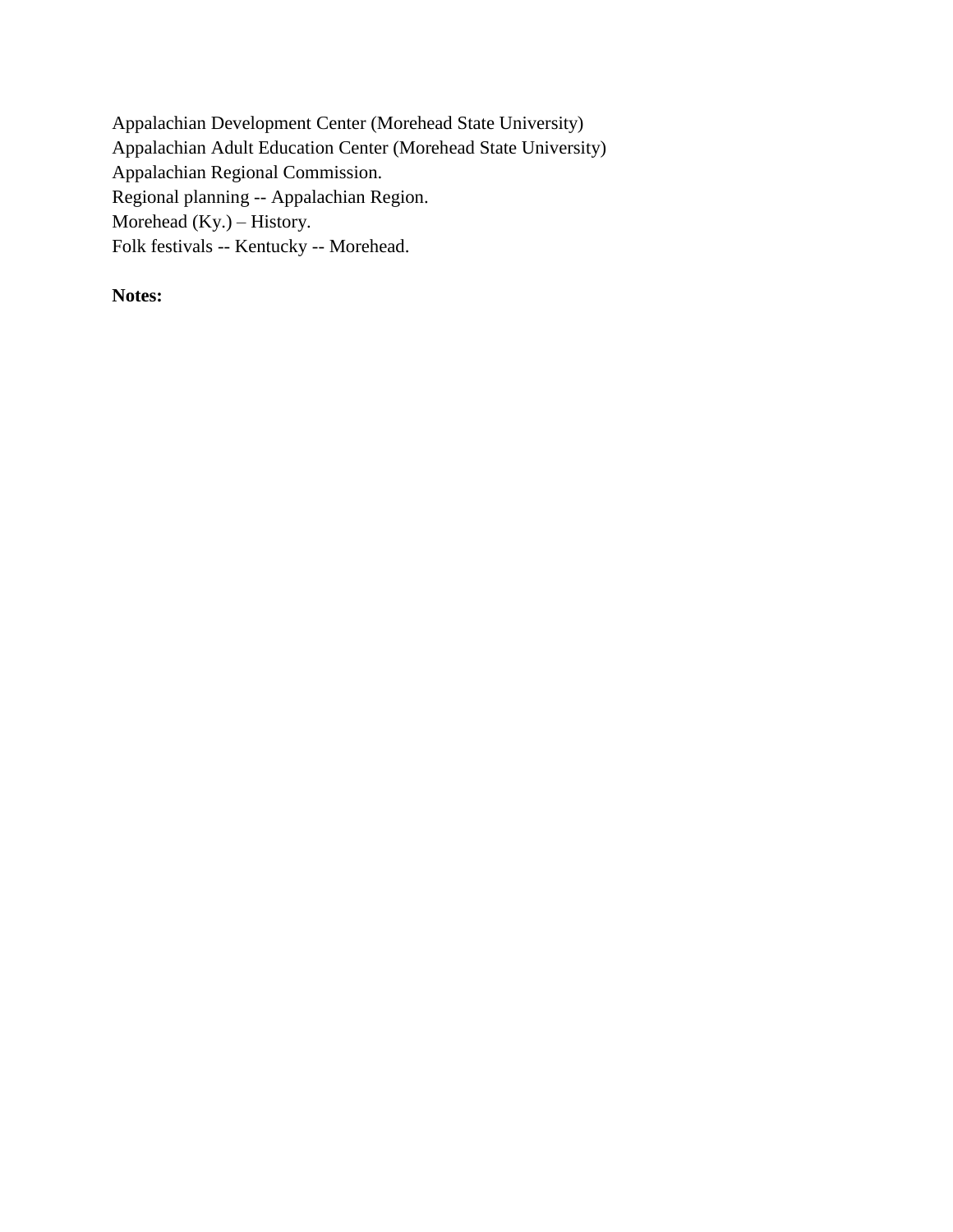Appalachian Development Center (Morehead State University)
Appalachian Adult Education Center (Morehead State University)
Appalachian Regional Commission.
Regional planning -- Appalachian Region.
Morehead (Ky.) – History.
Folk festivals -- Kentucky -- Morehead.

**Notes:**